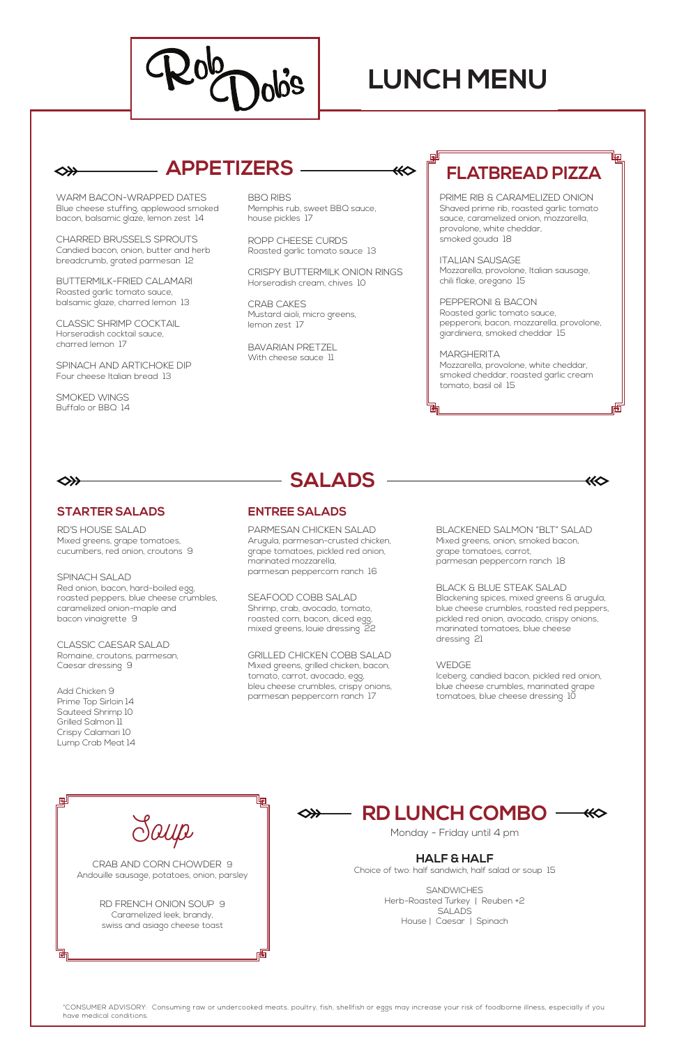# Rob Dob's

# LUNCH MENU

## APPETIZERS

WARM BACON-WRAPPED DATES
Blue cheese stuffing, applewood smoked bacon, balsamic glaze, lemon zest 14

CHARRED BRUSSELS SPROUTS
Candied bacon, onion, butter and herb breadcrumb, grated parmesan 12

BUTTERMILK-FRIED CALAMARI
Roasted garlic tomato sauce, balsamic glaze, charred lemon 13

CLASSIC SHRIMP COCKTAIL
Horseradish cocktail sauce, charred lemon 17

SPINACH AND ARTICHOKE DIP
Four cheese Italian bread 13

SMOKED WINGS
Buffalo or BBQ 14

BBQ RIBS
Memphis rub, sweet BBQ sauce, house pickles 17

ROPP CHEESE CURDS
Roasted garlic tomato sauce 13

CRISPY BUTTERMILK ONION RINGS
Horseradish cream, chives 10

CRAB CAKES
Mustard aioli, micro greens, lemon zest 17

BAVARIAN PRETZEL
With cheese sauce 11

## FLATBREAD PIZZA

PRIME RIB & CARAMELIZED ONION
Shaved prime rib, roasted garlic tomato sauce, caramelized onion, mozzarella, provolone, white cheddar, smoked gouda 18

ITALIAN SAUSAGE
Mozzarella, provolone, Italian sausage, chili flake, oregano 15

PEPPERONI & BACON
Roasted garlic tomato sauce, pepperoni, bacon, mozzarella, provolone, giardiniera, smoked cheddar 15

MARGHERITA
Mozzarella, provolone, white cheddar, smoked cheddar, roasted garlic cream tomato, basil oil 15

## SALADS

### STARTER SALADS

RD'S HOUSE SALAD
Mixed greens, grape tomatoes, cucumbers, red onion, croutons 9

SPINACH SALAD
Red onion, bacon, hard-boiled egg, roasted peppers, blue cheese crumbles, caramelized onion-maple and bacon vinaigrette 9

CLASSIC CAESAR SALAD
Romaine, croutons, parmesan, Caesar dressing 9

Add Chicken 9
Prime Top Sirloin 14
Sauteed Shrimp 10
Grilled Salmon 11
Crispy Calamari 10
Lump Crab Meat 14

### ENTREE SALADS

PARMESAN CHICKEN SALAD
Arugula, parmesan-crusted chicken, grape tomatoes, pickled red onion, marinated mozzarella, parmesan peppercorn ranch 16

SEAFOOD COBB SALAD
Shrimp, crab, avocado, tomato, roasted corn, bacon, diced egg, mixed greens, louie dressing 22

GRILLED CHICKEN COBB SALAD
Mixed greens, grilled chicken, bacon, tomato, carrot, avocado, egg, bleu cheese crumbles, crispy onions, parmesan peppercorn ranch 17

BLACKENED SALMON "BLT" SALAD
Mixed greens, onion, smoked bacon, grape tomatoes, carrot, parmesan peppercorn ranch 18

BLACK & BLUE STEAK SALAD
Blackening spices, mixed greens & arugula, blue cheese crumbles, roasted red peppers, pickled red onion, avocado, crispy onions, marinated tomatoes, blue cheese dressing 21

WEDGE
Iceberg, candied bacon, pickled red onion, blue cheese crumbles, marinated grape tomatoes, blue cheese dressing 10

## Soup

CRAB AND CORN CHOWDER 9
Andouille sausage, potatoes, onion, parsley

RD FRENCH ONION SOUP 9
Caramelized leek, brandy, swiss and asiago cheese toast

## RD LUNCH COMBO

Monday - Friday until 4 pm

### HALF & HALF

Choice of two: half sandwich, half salad or soup 15

SANDWICHES
Herb-Roasted Turkey | Reuben +2

SALADS
House | Caesar | Spinach

*CONSUMER ADVISORY: Consuming raw or undercooked meats, poultry, fish, shellfish or eggs may increase your risk of foodborne illness, especially if you have medical conditions.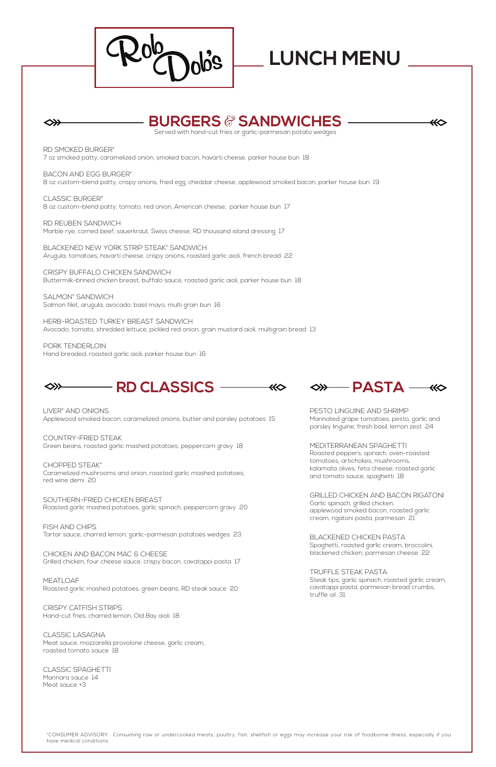# Rob Dob's

# LUNCH MENU

## BURGERS & SANDWICHES

Served with hand-cut fries or garlic-parmesan potato wedges

RD SMOKED BURGER*
7 oz smoked patty, caramelized onion, smoked bacon, havarti cheese, parker house bun 18

BACON AND EGG BURGER*
8 oz custom-blend patty, crispy onions, fried egg, cheddar cheese, applewood smoked bacon, parker house bun 19

CLASSIC BURGER*
8 oz custom-blend patty, tomato, red onion, American cheese, parker house bun 17

RD REUBEN SANDWICH
Marble rye, corned beef, sauerkraut, Swiss cheese, RD thousand island dressing 17

BLACKENED NEW YORK STRIP STEAK* SANDWICH
Arugula, tomatoes, havarti cheese, crispy onions, roasted garlic aioli, french bread 22

CRISPY BUFFALO CHICKEN SANDWICH
Buttermilk-brined chicken breast, buffalo sauce, roasted garlic aioli, parker house bun 18

SALMON* SANDWICH
Salmon filet, arugula, avocado, basil mayo, multi grain bun 16

HERB-ROASTED TURKEY BREAST SANDWICH
Avocado, tomato, shredded lettuce, pickled red onion, grain mustard aioli, multigrain bread 13

PORK TENDERLOIN
Hand breaded, roasted garlic aioli, parker house bun 16

## RD CLASSICS

LIVER* AND ONIONS
Applewood smoked bacon, caramelized onions, butter and parsley potatoes 15

COUNTRY-FRIED STEAK
Green beans, roasted garlic mashed potatoes, peppercorn gravy 18

CHOPPED STEAK*
Caramelized mushrooms and onion, roasted garlic mashed potatoes, red wine demi 20

SOUTHERN-FRIED CHICKEN BREAST
Roasted garlic mashed potatoes, garlic spinach, peppercorn gravy 20

FISH AND CHIPS
Tartar sauce, charred lemon, garlic-parmesan potatoes wedges 23

CHICKEN AND BACON MAC & CHEESE
Grilled chicken, four cheese sauce, crispy bacon, cavatappi pasta 17

MEATLOAF
Roasted garlic mashed potatoes, green beans, RD steak sauce 20

CRISPY CATFISH STRIPS
Hand-cut fries, charred lemon, Old Bay aioli 18

CLASSIC LASAGNA
Meat sauce, mozzarella provolone cheese, garlic cream, roasted tomato sauce 18

CLASSIC SPAGHETTI
Marinara sauce 14
Meat sauce +3

## PASTA

PESTO LINGUINE AND SHRIMP
Marinated grape tomatoes, pesto, garlic and parsley linguine, fresh basil, lemon zest 24

MEDITERRANEAN SPAGHETTI
Roasted peppers, spinach, oven-roasted tomatoes, artichokes, mushrooms, kalamata olives, feta cheese, roasted garlic and tomato sauce, spaghetti 18

GRILLED CHICKEN AND BACON RIGATONI
Garlic spinach, grilled chicken, applewood smoked bacon, roasted garlic cream, rigatoni pasta, parmesan 21

BLACKENED CHICKEN PASTA
Spaghetti, roasted garlic cream, broccolini, blackened chicken, parmesan cheese 22

TRUFFLE STEAK PASTA
Steak tips, garlic spinach, roasted garlic cream, cavatappi pasta, parmesan bread crumbs, truffle oil 31

*CONSUMER ADVISORY: Consuming raw or undercooked meats, poultry, fish, shellfish or eggs may increase your risk of foodborne illness, especially if you have medical conditions.